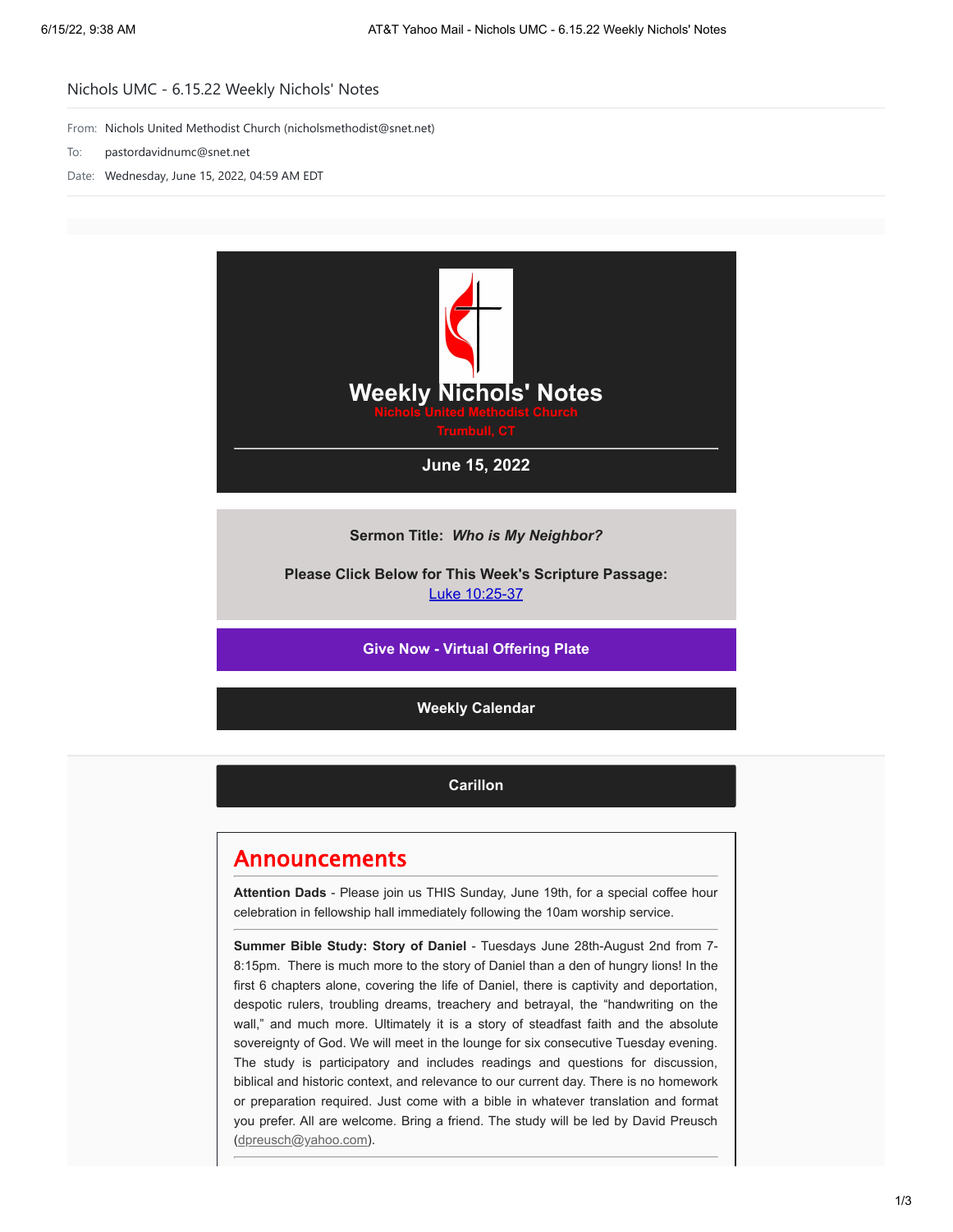Nichols UMC - 6.15.22 Weekly Nichols' Notes

From: Nichols United Methodist Church (nicholsmethodist@snet.net)

To: pastordavidnumc@snet.net

Date: Wednesday, June 15, 2022, 04:59 AM EDT

# Weekly Nichols' Notes

**Nichols United Methodist Church**

**Trumbull, CT**

**June 15, 2022**

**Sermon Title:** ***Who is My Neighbor?***

**Please Click Below for This Week's Scripture Passage:**
[Luke 10:25-37]

**Give Now - Virtual Offering Plate**

**Weekly Calendar**

**Carillon**

## Announcements

**Attention Dads** - Please join us THIS Sunday, June 19th, for a special coffee hour celebration in fellowship hall immediately following the 10am worship service.

**Summer Bible Study: Story of Daniel** - Tuesdays June 28th-August 2nd from 7-8:15pm. There is much more to the story of Daniel than a den of hungry lions! In the first 6 chapters alone, covering the life of Daniel, there is captivity and deportation, despotic rulers, troubling dreams, treachery and betrayal, the "handwriting on the wall," and much more. Ultimately it is a story of steadfast faith and the absolute sovereignty of God. We will meet in the lounge for six consecutive Tuesday evening. The study is participatory and includes readings and questions for discussion, biblical and historic context, and relevance to our current day. There is no homework or preparation required. Just come with a bible in whatever translation and format you prefer. All are welcome. Bring a friend. The study will be led by David Preusch (dpreusch@yahoo.com).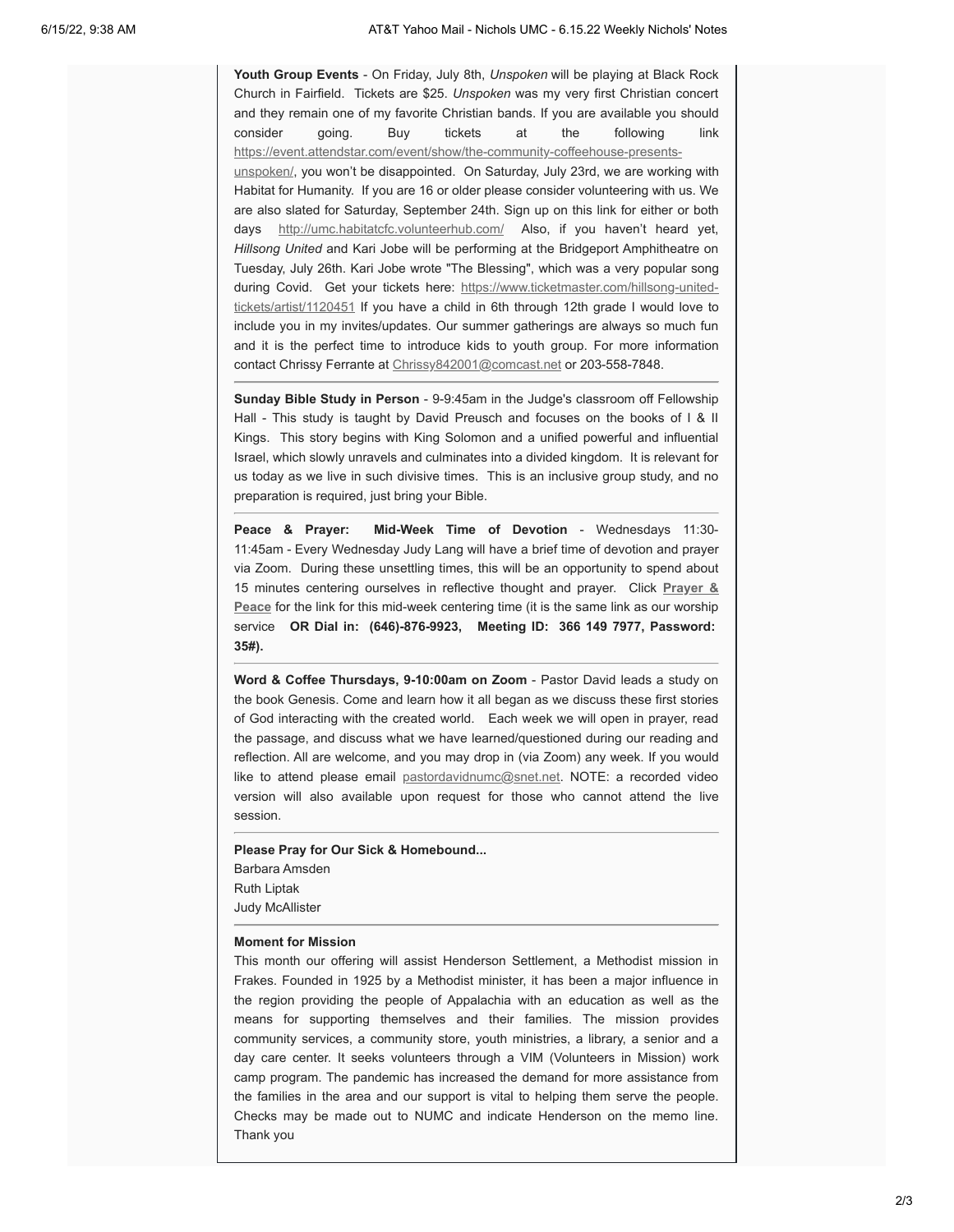**Youth Group Events** - On Friday, July 8th, *Unspoken* will be playing at Black Rock Church in Fairfield. Tickets are $25. *Unspoken* was my very first Christian concert and they remain one of my favorite Christian bands. If you are available you should consider going. Buy tickets at the following link https://event.attendstar.com/event/show/the-community-coffeehouse-presents-unspoken/, you won't be disappointed. On Saturday, July 23rd, we are working with Habitat for Humanity. If you are 16 or older please consider volunteering with us. We are also slated for Saturday, September 24th. Sign up on this link for either or both days http://umc.habitatcfc.volunteerhub.com/ Also, if you haven't heard yet, *Hillsong United* and Kari Jobe will be performing at the Bridgeport Amphitheatre on Tuesday, July 26th. Kari Jobe wrote "The Blessing", which was a very popular song during Covid. Get your tickets here: https://www.ticketmaster.com/hillsong-united-tickets/artist/1120451 If you have a child in 6th through 12th grade I would love to include you in my invites/updates. Our summer gatherings are always so much fun and it is the perfect time to introduce kids to youth group. For more information contact Chrissy Ferrante at Chrissy842001@comcast.net or 203-558-7848.

---

**Sunday Bible Study in Person** - 9-9:45am in the Judge's classroom off Fellowship Hall - This study is taught by David Preusch and focuses on the books of I & II Kings. This story begins with King Solomon and a unified powerful and influential Israel, which slowly unravels and culminates into a divided kingdom. It is relevant for us today as we live in such divisive times. This is an inclusive group study, and no preparation is required, just bring your Bible.

---

**Peace & Prayer: Mid-Week Time of Devotion** - Wednesdays 11:30-11:45am - Every Wednesday Judy Lang will have a brief time of devotion and prayer via Zoom. During these unsettling times, this will be an opportunity to spend about 15 minutes centering ourselves in reflective thought and prayer. Click **Prayer & Peace** for the link for this mid-week centering time (it is the same link as our worship service **OR Dial in: (646)-876-9923, Meeting ID: 366 149 7977, Password: 35#).**

---

**Word & Coffee Thursdays, 9-10:00am on Zoom** - Pastor David leads a study on the book Genesis. Come and learn how it all began as we discuss these first stories of God interacting with the created world. Each week we will open in prayer, read the passage, and discuss what we have learned/questioned during our reading and reflection. All are welcome, and you may drop in (via Zoom) any week. If you would like to attend please email pastordavidnumc@snet.net. NOTE: a recorded video version will also available upon request for those who cannot attend the live session.

---

**Please Pray for Our Sick & Homebound...**

Barbara Amsden
Ruth Liptak
Judy McAllister

---

**Moment for Mission**

This month our offering will assist Henderson Settlement, a Methodist mission in Frakes. Founded in 1925 by a Methodist minister, it has been a major influence in the region providing the people of Appalachia with an education as well as the means for supporting themselves and their families. The mission provides community services, a community store, youth ministries, a library, a senior and a day care center. It seeks volunteers through a VIM (Volunteers in Mission) work camp program. The pandemic has increased the demand for more assistance from the families in the area and our support is vital to helping them serve the people. Checks may be made out to NUMC and indicate Henderson on the memo line. Thank you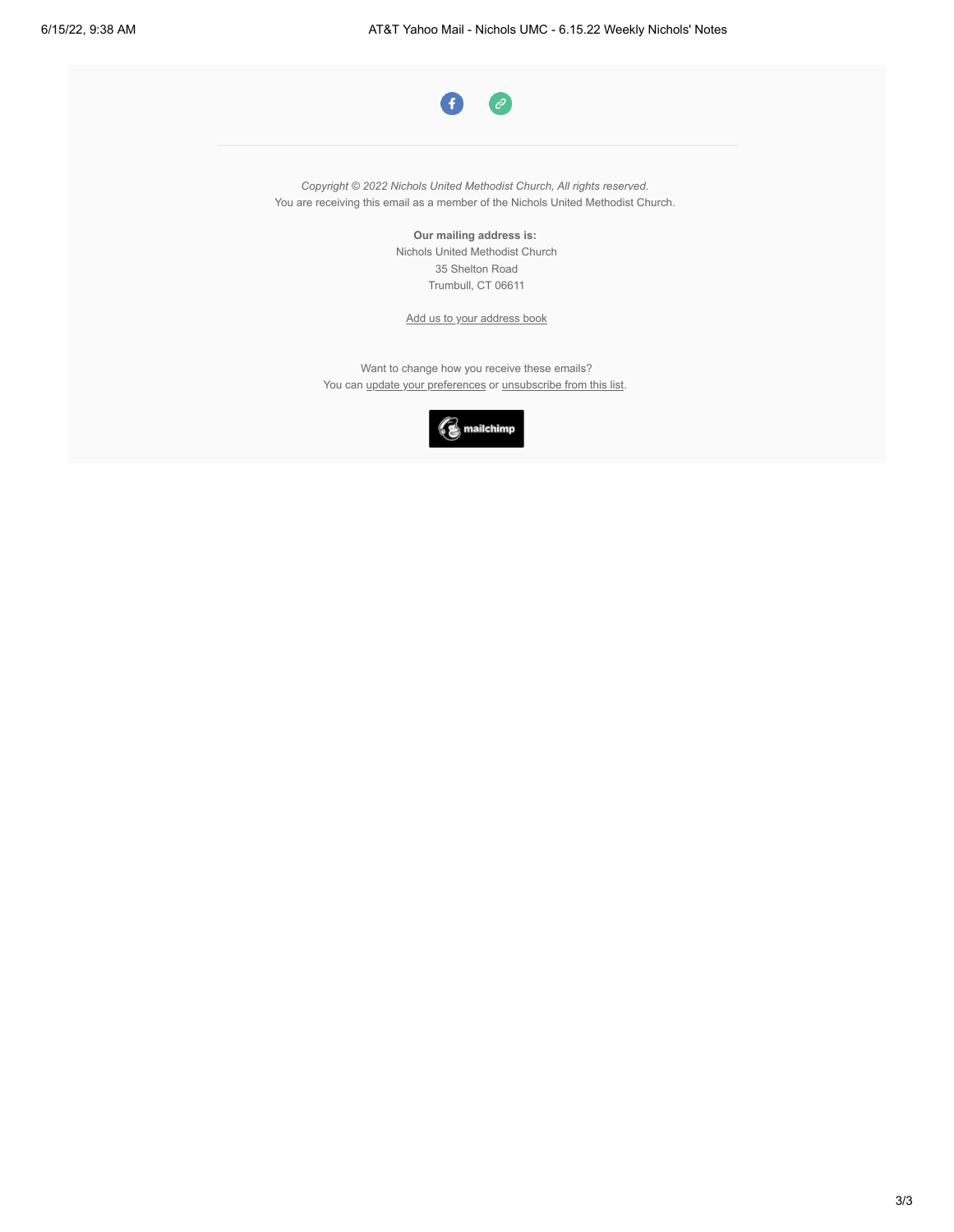*Copyright © 2022 Nichols United Methodist Church, All rights reserved.*
You are receiving this email as a member of the Nichols United Methodist Church.

**Our mailing address is:**
Nichols United Methodist Church
35 Shelton Road
Trumbull, CT 06611

Add us to your address book

Want to change how you receive these emails?
You can update your preferences or unsubscribe from this list.